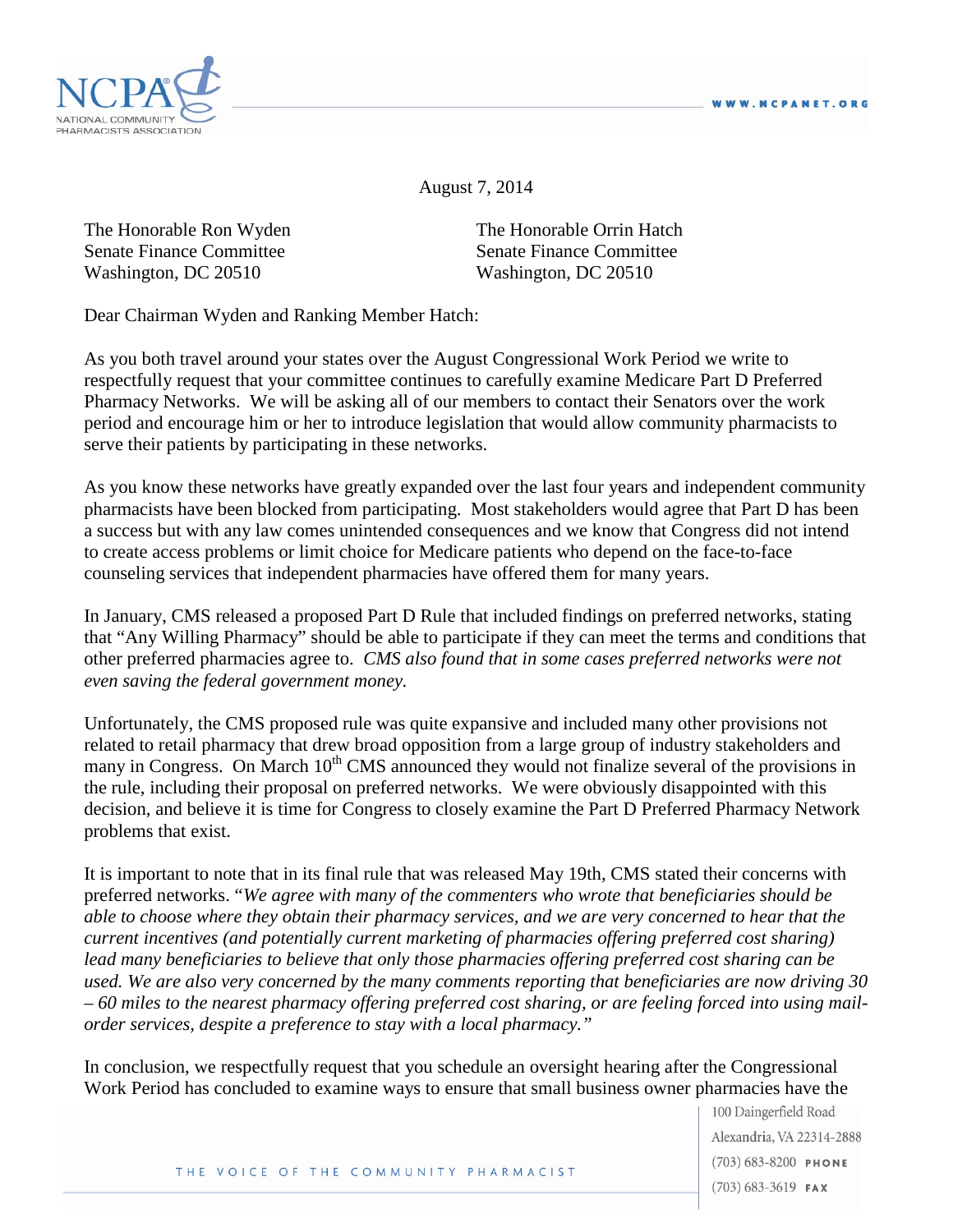August 7, 2014

The Honorable Ron Wyden
Senate Finance Committee
Washington, DC 20510

The Honorable Orrin Hatch
Senate Finance Committee
Washington, DC 20510

Dear Chairman Wyden and Ranking Member Hatch:

As you both travel around your states over the August Congressional Work Period we write to respectfully request that your committee continues to carefully examine Medicare Part D Preferred Pharmacy Networks. We will be asking all of our members to contact their Senators over the work period and encourage him or her to introduce legislation that would allow community pharmacists to serve their patients by participating in these networks.

As you know these networks have greatly expanded over the last four years and independent community pharmacists have been blocked from participating. Most stakeholders would agree that Part D has been a success but with any law comes unintended consequences and we know that Congress did not intend to create access problems or limit choice for Medicare patients who depend on the face-to-face counseling services that independent pharmacies have offered them for many years.

In January, CMS released a proposed Part D Rule that included findings on preferred networks, stating that "Any Willing Pharmacy" should be able to participate if they can meet the terms and conditions that other preferred pharmacies agree to. *CMS also found that in some cases preferred networks were not even saving the federal government money.*

Unfortunately, the CMS proposed rule was quite expansive and included many other provisions not related to retail pharmacy that drew broad opposition from a large group of industry stakeholders and many in Congress. On March 10th CMS announced they would not finalize several of the provisions in the rule, including their proposal on preferred networks. We were obviously disappointed with this decision, and believe it is time for Congress to closely examine the Part D Preferred Pharmacy Network problems that exist.

It is important to note that in its final rule that was released May 19th, CMS stated their concerns with preferred networks. "*We agree with many of the commenters who wrote that beneficiaries should be able to choose where they obtain their pharmacy services, and we are very concerned to hear that the current incentives (and potentially current marketing of pharmacies offering preferred cost sharing) lead many beneficiaries to believe that only those pharmacies offering preferred cost sharing can be used. We are also very concerned by the many comments reporting that beneficiaries are now driving 30 – 60 miles to the nearest pharmacy offering preferred cost sharing, or are feeling forced into using mail-order services, despite a preference to stay with a local pharmacy."*

In conclusion, we respectfully request that you schedule an oversight hearing after the Congressional Work Period has concluded to examine ways to ensure that small business owner pharmacies have the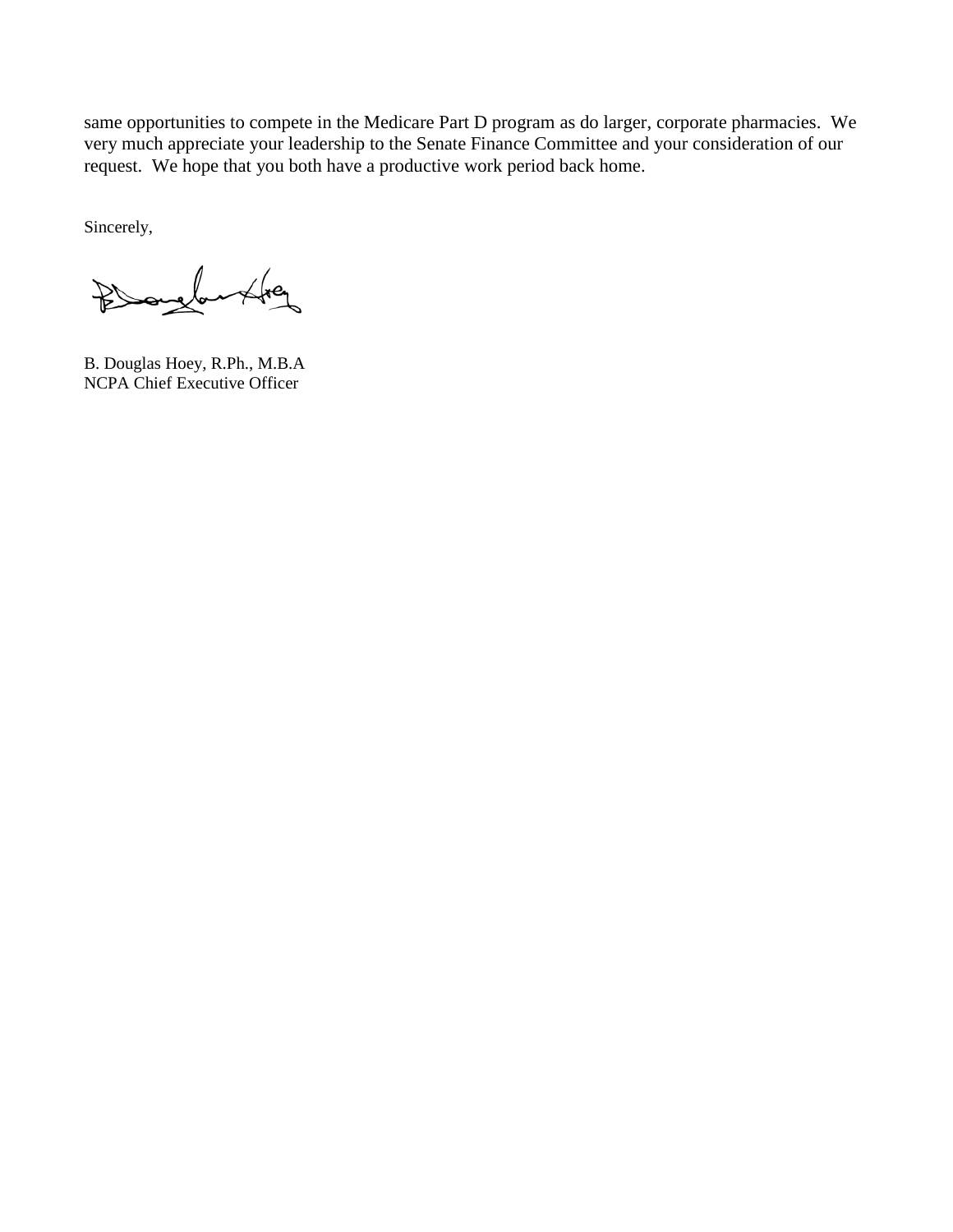same opportunities to compete in the Medicare Part D program as do larger, corporate pharmacies. We very much appreciate your leadership to the Senate Finance Committee and your consideration of our request. We hope that you both have a productive work period back home.

Sincerely,

B. Douglas Hoey, R.Ph., M.B.A
NCPA Chief Executive Officer